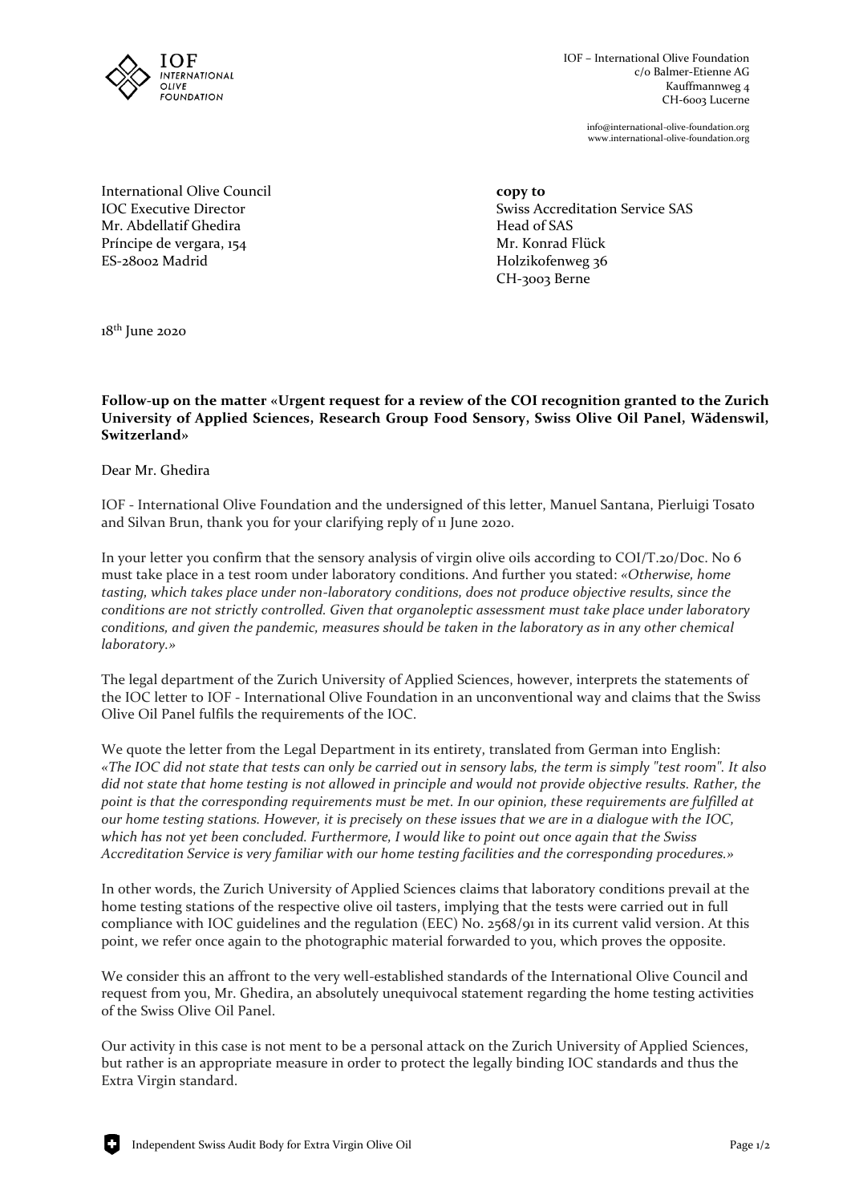IOF
INTERNATIONAL
OLIVE
FOUNDATION

IOF – International Olive Foundation
c/o Balmer-Etienne AG
Kauffmannweg 4
CH-6003 Lucerne

info@international-olive-foundation.org
www.international-olive-foundation.org

International Olive Council
IOC Executive Director
Mr. Abdellatif Ghedira
Príncipe de vergara, 154
ES-28002 Madrid

**copy to**
Swiss Accreditation Service SAS
Head of SAS
Mr. Konrad Flück
Holzikofenweg 36
CH-3003 Berne

18th June 2020

**Follow-up on the matter «Urgent request for a review of the COI recognition granted to the Zurich University of Applied Sciences, Research Group Food Sensory, Swiss Olive Oil Panel, Wädenswil, Switzerland»**

Dear Mr. Ghedira

IOF - International Olive Foundation and the undersigned of this letter, Manuel Santana, Pierluigi Tosato and Silvan Brun, thank you for your clarifying reply of 11 June 2020.

In your letter you confirm that the sensory analysis of virgin olive oils according to COI/T.20/Doc. No 6 must take place in a test room under laboratory conditions. And further you stated: *«Otherwise, home tasting, which takes place under non-laboratory conditions, does not produce objective results, since the conditions are not strictly controlled. Given that organoleptic assessment must take place under laboratory conditions, and given the pandemic, measures should be taken in the laboratory as in any other chemical laboratory.»*

The legal department of the Zurich University of Applied Sciences, however, interprets the statements of the IOC letter to IOF - International Olive Foundation in an unconventional way and claims that the Swiss Olive Oil Panel fulfils the requirements of the IOC.

We quote the letter from the Legal Department in its entirety, translated from German into English: *«The IOC did not state that tests can only be carried out in sensory labs, the term is simply "test room". It also did not state that home testing is not allowed in principle and would not provide objective results. Rather, the point is that the corresponding requirements must be met. In our opinion, these requirements are fulfilled at our home testing stations. However, it is precisely on these issues that we are in a dialogue with the IOC, which has not yet been concluded. Furthermore, I would like to point out once again that the Swiss Accreditation Service is very familiar with our home testing facilities and the corresponding procedures.»*

In other words, the Zurich University of Applied Sciences claims that laboratory conditions prevail at the home testing stations of the respective olive oil tasters, implying that the tests were carried out in full compliance with IOC guidelines and the regulation (EEC) No. 2568/91 in its current valid version. At this point, we refer once again to the photographic material forwarded to you, which proves the opposite.

We consider this an affront to the very well-established standards of the International Olive Council and request from you, Mr. Ghedira, an absolutely unequivocal statement regarding the home testing activities of the Swiss Olive Oil Panel.

Our activity in this case is not ment to be a personal attack on the Zurich University of Applied Sciences, but rather is an appropriate measure in order to protect the legally binding IOC standards and thus the Extra Virgin standard.

Independent Swiss Audit Body for Extra Virgin Olive Oil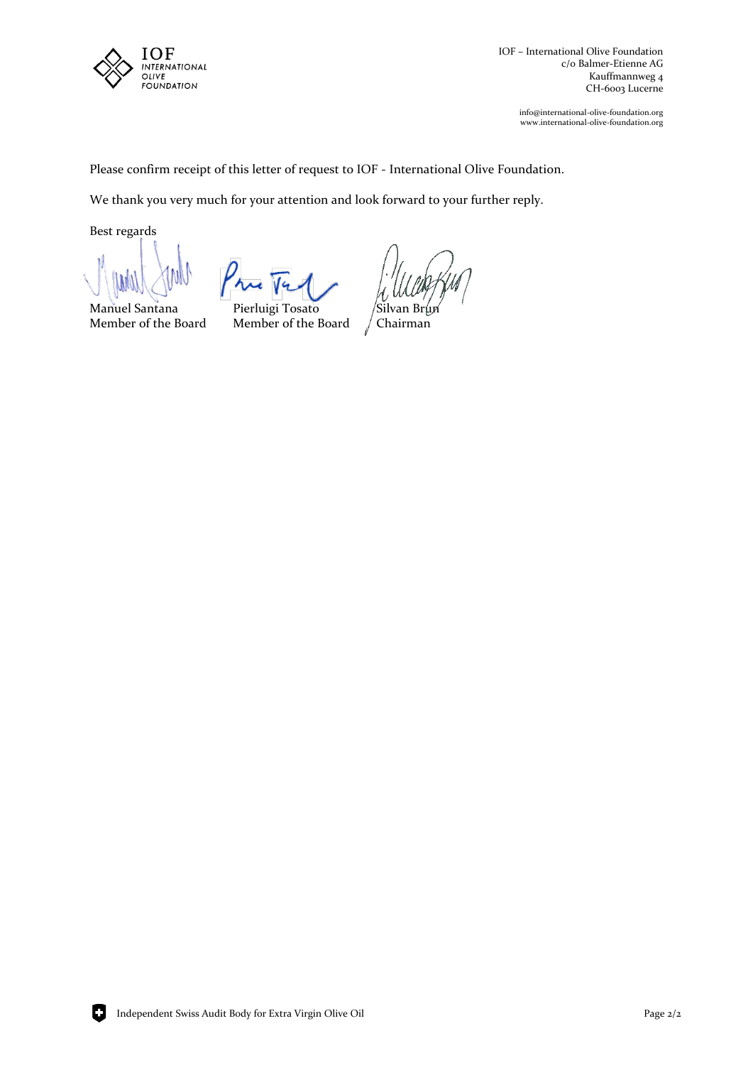Please confirm receipt of this letter of request to IOF - International Olive Foundation.

We thank you very much for your attention and look forward to your further reply.

Best regards

| | | |
|---|---|---|
| Manuel Santana | Pierluigi Tosato | Silvan Brun |
| Member of the Board | Member of the Board | Chairman |